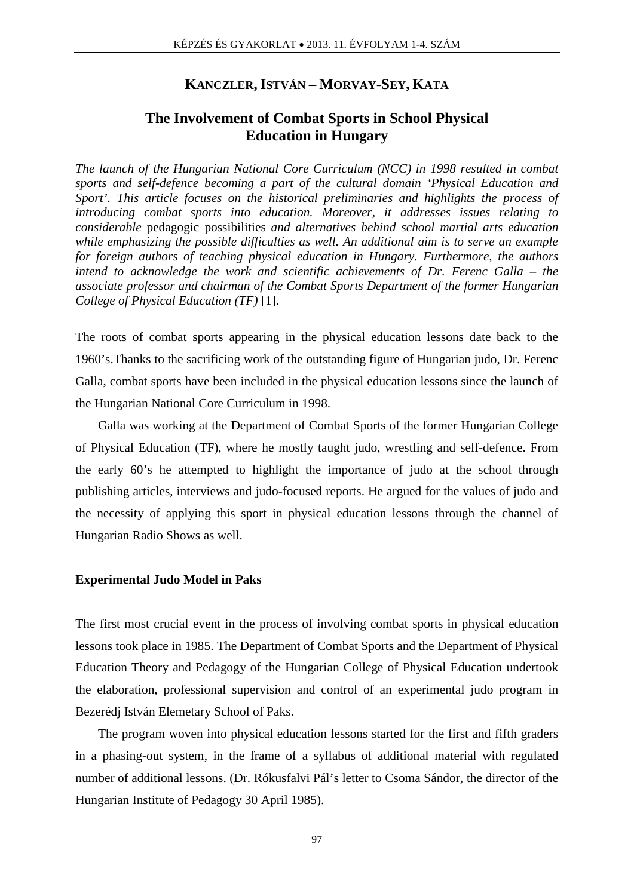**KANCZLER, ISTVÁN – MORVAY-SEY, KATA**

# The Involvement of Combat Sports in School Physical Education in Hungary

*The launch of the Hungarian National Core Curriculum (NCC) in 1998 resulted in combat sports and self-defence becoming a part of the cultural domain 'Physical Education and Sport'. This article focuses on the historical preliminaries and highlights the process of introducing combat sports into education. Moreover, it addresses issues relating to considerable* pedagogic possibilities *and alternatives behind school martial arts education while emphasizing the possible difficulties as well. An additional aim is to serve an example for foreign authors of teaching physical education in Hungary. Furthermore, the authors intend to acknowledge the work and scientific achievements of Dr. Ferenc Galla – the associate professor and chairman of the Combat Sports Department of the former Hungarian College of Physical Education (TF)* [1].

The roots of combat sports appearing in the physical education lessons date back to the 1960's.Thanks to the sacrificing work of the outstanding figure of Hungarian judo, Dr. Ferenc Galla, combat sports have been included in the physical education lessons since the launch of the Hungarian National Core Curriculum in 1998.

Galla was working at the Department of Combat Sports of the former Hungarian College of Physical Education (TF), where he mostly taught judo, wrestling and self-defence. From the early 60's he attempted to highlight the importance of judo at the school through publishing articles, interviews and judo-focused reports. He argued for the values of judo and the necessity of applying this sport in physical education lessons through the channel of Hungarian Radio Shows as well.

## Experimental Judo Model in Paks

The first most crucial event in the process of involving combat sports in physical education lessons took place in 1985. The Department of Combat Sports and the Department of Physical Education Theory and Pedagogy of the Hungarian College of Physical Education undertook the elaboration, professional supervision and control of an experimental judo program in Bezerédj István Elemetary School of Paks.

The program woven into physical education lessons started for the first and fifth graders in a phasing-out system, in the frame of a syllabus of additional material with regulated number of additional lessons. (Dr. Rókusfalvi Pál's letter to Csoma Sándor, the director of the Hungarian Institute of Pedagogy 30 April 1985).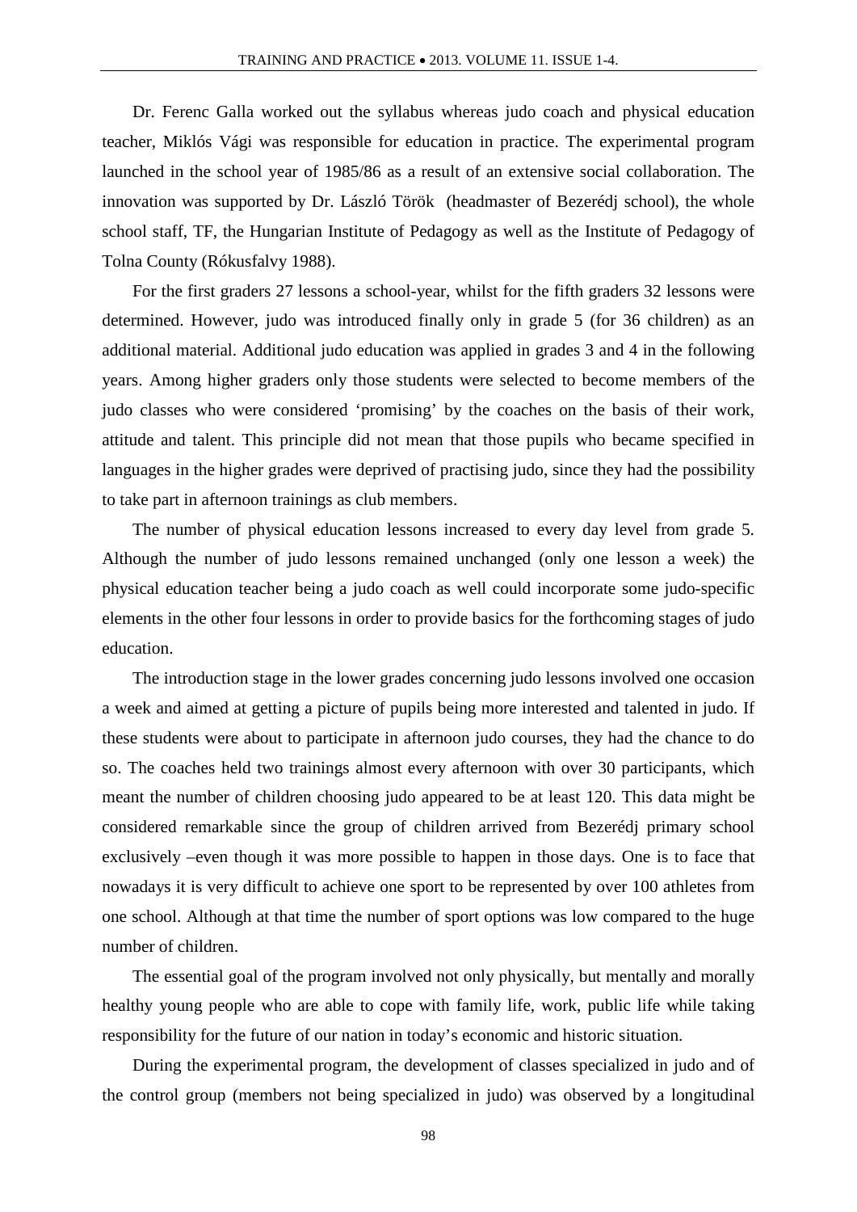Dr. Ferenc Galla worked out the syllabus whereas judo coach and physical education teacher, Miklós Vági was responsible for education in practice. The experimental program launched in the school year of 1985/86 as a result of an extensive social collaboration. The innovation was supported by Dr. László Török (headmaster of Bezerédj school), the whole school staff, TF, the Hungarian Institute of Pedagogy as well as the Institute of Pedagogy of Tolna County (Rókusfalvy 1988).

For the first graders 27 lessons a school-year, whilst for the fifth graders 32 lessons were determined. However, judo was introduced finally only in grade 5 (for 36 children) as an additional material. Additional judo education was applied in grades 3 and 4 in the following years. Among higher graders only those students were selected to become members of the judo classes who were considered 'promising' by the coaches on the basis of their work, attitude and talent. This principle did not mean that those pupils who became specified in languages in the higher grades were deprived of practising judo, since they had the possibility to take part in afternoon trainings as club members.

The number of physical education lessons increased to every day level from grade 5. Although the number of judo lessons remained unchanged (only one lesson a week) the physical education teacher being a judo coach as well could incorporate some judo-specific elements in the other four lessons in order to provide basics for the forthcoming stages of judo education.

The introduction stage in the lower grades concerning judo lessons involved one occasion a week and aimed at getting a picture of pupils being more interested and talented in judo. If these students were about to participate in afternoon judo courses, they had the chance to do so. The coaches held two trainings almost every afternoon with over 30 participants, which meant the number of children choosing judo appeared to be at least 120. This data might be considered remarkable since the group of children arrived from Bezerédj primary school exclusively –even though it was more possible to happen in those days. One is to face that nowadays it is very difficult to achieve one sport to be represented by over 100 athletes from one school. Although at that time the number of sport options was low compared to the huge number of children.

The essential goal of the program involved not only physically, but mentally and morally healthy young people who are able to cope with family life, work, public life while taking responsibility for the future of our nation in today's economic and historic situation.

During the experimental program, the development of classes specialized in judo and of the control group (members not being specialized in judo) was observed by a longitudinal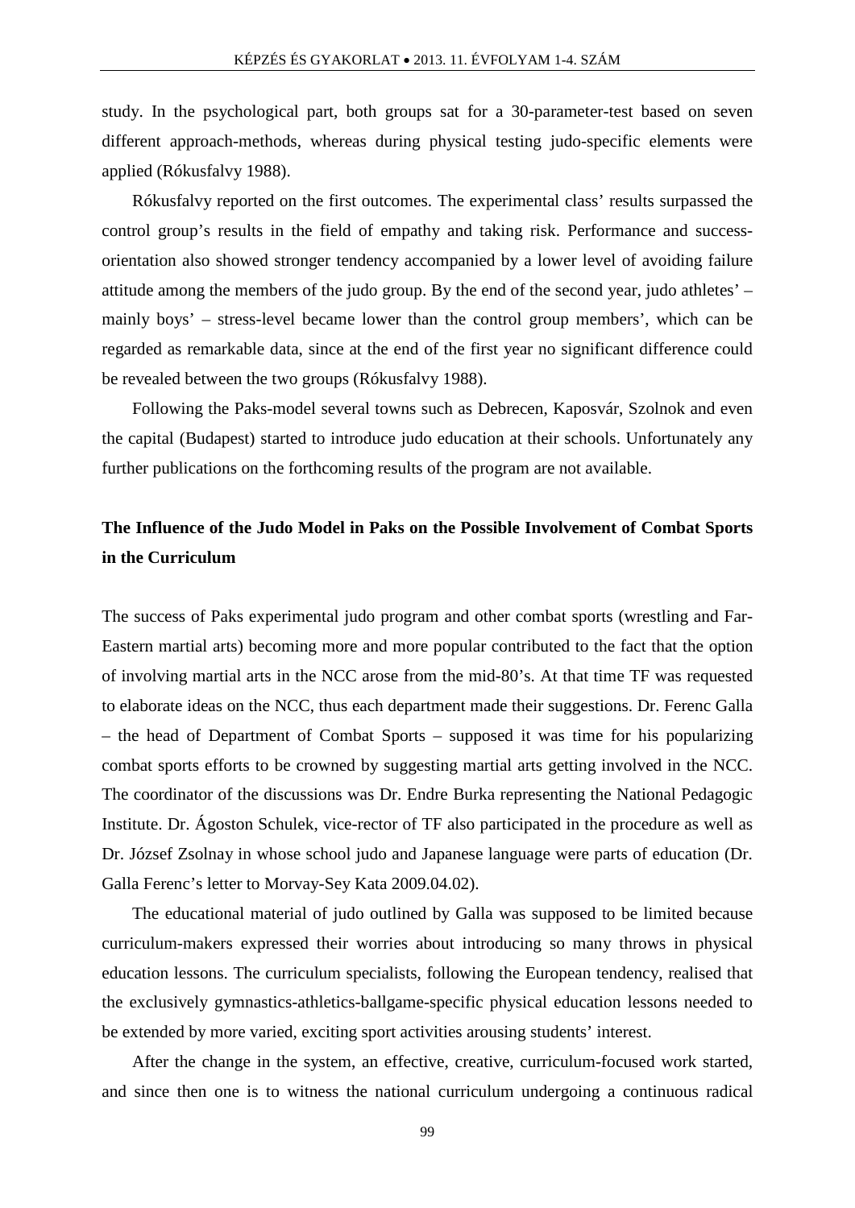study. In the psychological part, both groups sat for a 30-parameter-test based on seven different approach-methods, whereas during physical testing judo-specific elements were applied (Rókusfalvy 1988).

Rókusfalvy reported on the first outcomes. The experimental class' results surpassed the control group's results in the field of empathy and taking risk. Performance and success-orientation also showed stronger tendency accompanied by a lower level of avoiding failure attitude among the members of the judo group. By the end of the second year, judo athletes' – mainly boys' – stress-level became lower than the control group members', which can be regarded as remarkable data, since at the end of the first year no significant difference could be revealed between the two groups (Rókusfalvy 1988).

Following the Paks-model several towns such as Debrecen, Kaposvár, Szolnok and even the capital (Budapest) started to introduce judo education at their schools. Unfortunately any further publications on the forthcoming results of the program are not available.

## The Influence of the Judo Model in Paks on the Possible Involvement of Combat Sports in the Curriculum

The success of Paks experimental judo program and other combat sports (wrestling and Far-Eastern martial arts) becoming more and more popular contributed to the fact that the option of involving martial arts in the NCC arose from the mid-80's. At that time TF was requested to elaborate ideas on the NCC, thus each department made their suggestions. Dr. Ferenc Galla – the head of Department of Combat Sports – supposed it was time for his popularizing combat sports efforts to be crowned by suggesting martial arts getting involved in the NCC. The coordinator of the discussions was Dr. Endre Burka representing the National Pedagogic Institute. Dr. Ágoston Schulek, vice-rector of TF also participated in the procedure as well as Dr. József Zsolnay in whose school judo and Japanese language were parts of education (Dr. Galla Ferenc's letter to Morvay-Sey Kata 2009.04.02).

The educational material of judo outlined by Galla was supposed to be limited because curriculum-makers expressed their worries about introducing so many throws in physical education lessons. The curriculum specialists, following the European tendency, realised that the exclusively gymnastics-athletics-ballgame-specific physical education lessons needed to be extended by more varied, exciting sport activities arousing students' interest.

After the change in the system, an effective, creative, curriculum-focused work started, and since then one is to witness the national curriculum undergoing a continuous radical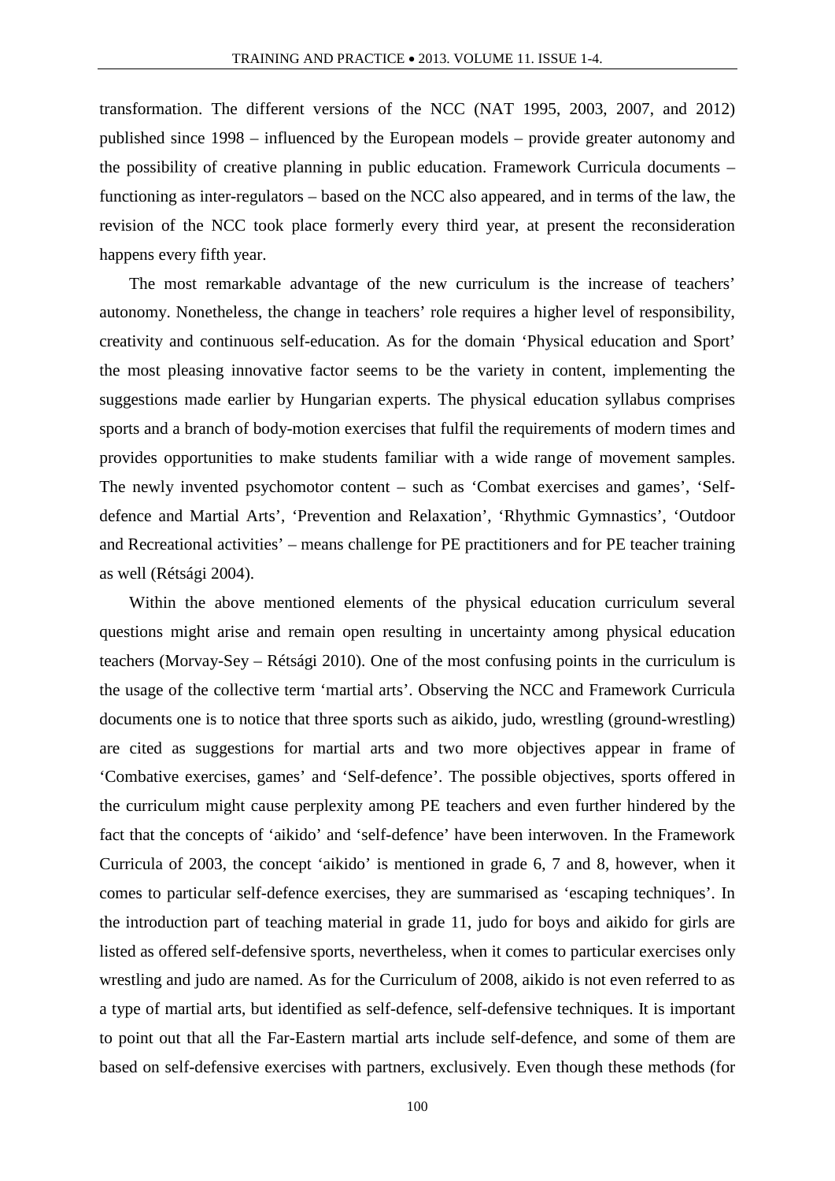transformation. The different versions of the NCC (NAT 1995, 2003, 2007, and 2012) published since 1998 – influenced by the European models – provide greater autonomy and the possibility of creative planning in public education. Framework Curricula documents – functioning as inter-regulators – based on the NCC also appeared, and in terms of the law, the revision of the NCC took place formerly every third year, at present the reconsideration happens every fifth year.

The most remarkable advantage of the new curriculum is the increase of teachers' autonomy. Nonetheless, the change in teachers' role requires a higher level of responsibility, creativity and continuous self-education. As for the domain 'Physical education and Sport' the most pleasing innovative factor seems to be the variety in content, implementing the suggestions made earlier by Hungarian experts. The physical education syllabus comprises sports and a branch of body-motion exercises that fulfil the requirements of modern times and provides opportunities to make students familiar with a wide range of movement samples. The newly invented psychomotor content – such as 'Combat exercises and games', 'Self-defence and Martial Arts', 'Prevention and Relaxation', 'Rhythmic Gymnastics', 'Outdoor and Recreational activities' – means challenge for PE practitioners and for PE teacher training as well (Rétsági 2004).

Within the above mentioned elements of the physical education curriculum several questions might arise and remain open resulting in uncertainty among physical education teachers (Morvay-Sey – Rétsági 2010). One of the most confusing points in the curriculum is the usage of the collective term 'martial arts'. Observing the NCC and Framework Curricula documents one is to notice that three sports such as aikido, judo, wrestling (ground-wrestling) are cited as suggestions for martial arts and two more objectives appear in frame of 'Combative exercises, games' and 'Self-defence'. The possible objectives, sports offered in the curriculum might cause perplexity among PE teachers and even further hindered by the fact that the concepts of 'aikido' and 'self-defence' have been interwoven. In the Framework Curricula of 2003, the concept 'aikido' is mentioned in grade 6, 7 and 8, however, when it comes to particular self-defence exercises, they are summarised as 'escaping techniques'. In the introduction part of teaching material in grade 11, judo for boys and aikido for girls are listed as offered self-defensive sports, nevertheless, when it comes to particular exercises only wrestling and judo are named. As for the Curriculum of 2008, aikido is not even referred to as a type of martial arts, but identified as self-defence, self-defensive techniques. It is important to point out that all the Far-Eastern martial arts include self-defence, and some of them are based on self-defensive exercises with partners, exclusively. Even though these methods (for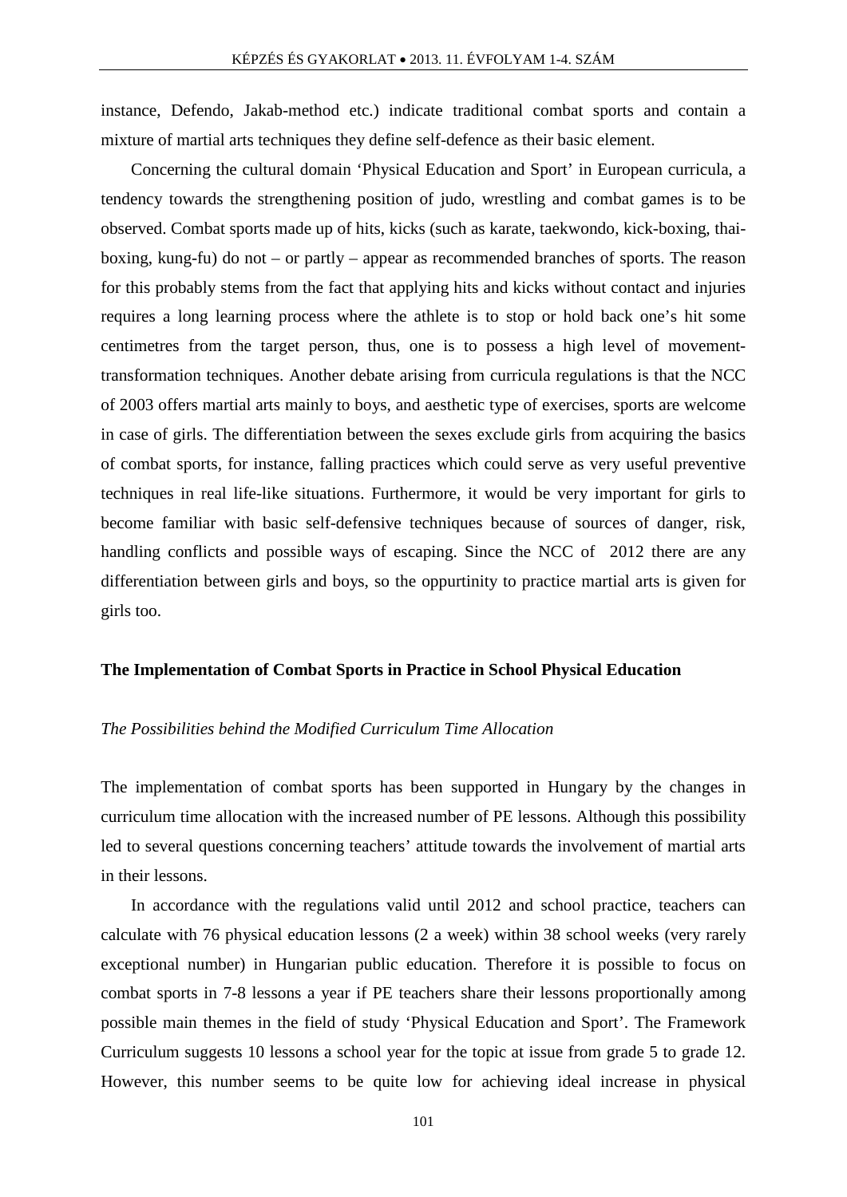instance, Defendo, Jakab-method etc.) indicate traditional combat sports and contain a mixture of martial arts techniques they define self-defence as their basic element.

Concerning the cultural domain 'Physical Education and Sport' in European curricula, a tendency towards the strengthening position of judo, wrestling and combat games is to be observed. Combat sports made up of hits, kicks (such as karate, taekwondo, kick-boxing, thai-boxing, kung-fu) do not – or partly – appear as recommended branches of sports. The reason for this probably stems from the fact that applying hits and kicks without contact and injuries requires a long learning process where the athlete is to stop or hold back one's hit some centimetres from the target person, thus, one is to possess a high level of movement-transformation techniques. Another debate arising from curricula regulations is that the NCC of 2003 offers martial arts mainly to boys, and aesthetic type of exercises, sports are welcome in case of girls. The differentiation between the sexes exclude girls from acquiring the basics of combat sports, for instance, falling practices which could serve as very useful preventive techniques in real life-like situations. Furthermore, it would be very important for girls to become familiar with basic self-defensive techniques because of sources of danger, risk, handling conflicts and possible ways of escaping. Since the NCC of 2012 there are any differentiation between girls and boys, so the oppurtinity to practice martial arts is given for girls too.

## The Implementation of Combat Sports in Practice in School Physical Education

### *The Possibilities behind the Modified Curriculum Time Allocation*

The implementation of combat sports has been supported in Hungary by the changes in curriculum time allocation with the increased number of PE lessons. Although this possibility led to several questions concerning teachers' attitude towards the involvement of martial arts in their lessons.

In accordance with the regulations valid until 2012 and school practice, teachers can calculate with 76 physical education lessons (2 a week) within 38 school weeks (very rarely exceptional number) in Hungarian public education. Therefore it is possible to focus on combat sports in 7-8 lessons a year if PE teachers share their lessons proportionally among possible main themes in the field of study 'Physical Education and Sport'. The Framework Curriculum suggests 10 lessons a school year for the topic at issue from grade 5 to grade 12. However, this number seems to be quite low for achieving ideal increase in physical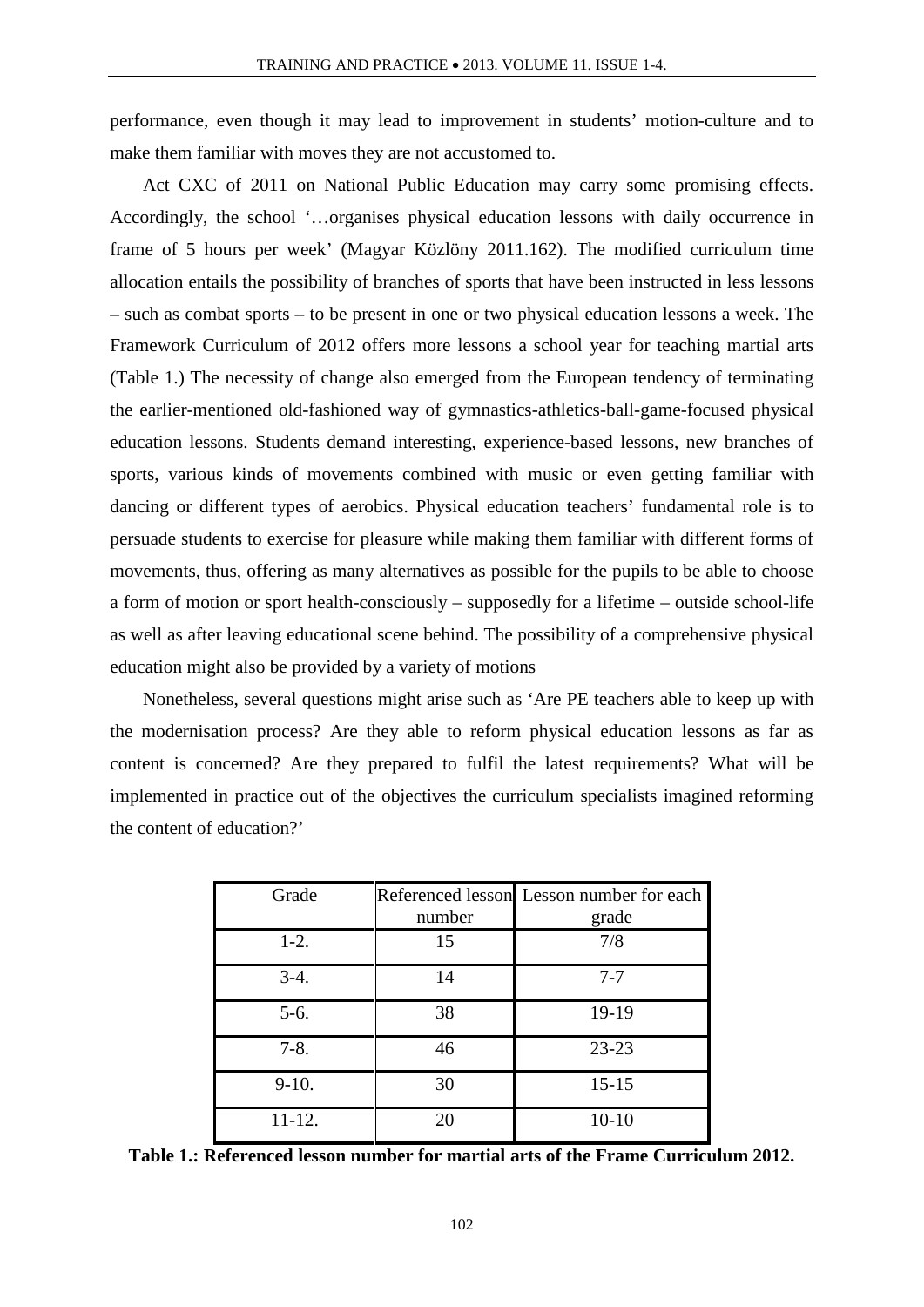performance, even though it may lead to improvement in students' motion-culture and to make them familiar with moves they are not accustomed to.

Act CXC of 2011 on National Public Education may carry some promising effects. Accordingly, the school '…organises physical education lessons with daily occurrence in frame of 5 hours per week' (Magyar Közlöny 2011.162). The modified curriculum time allocation entails the possibility of branches of sports that have been instructed in less lessons – such as combat sports – to be present in one or two physical education lessons a week. The Framework Curriculum of 2012 offers more lessons a school year for teaching martial arts (Table 1.) The necessity of change also emerged from the European tendency of terminating the earlier-mentioned old-fashioned way of gymnastics-athletics-ball-game-focused physical education lessons. Students demand interesting, experience-based lessons, new branches of sports, various kinds of movements combined with music or even getting familiar with dancing or different types of aerobics. Physical education teachers' fundamental role is to persuade students to exercise for pleasure while making them familiar with different forms of movements, thus, offering as many alternatives as possible for the pupils to be able to choose a form of motion or sport health-consciously – supposedly for a lifetime – outside school-life as well as after leaving educational scene behind. The possibility of a comprehensive physical education might also be provided by a variety of motions

Nonetheless, several questions might arise such as 'Are PE teachers able to keep up with the modernisation process? Are they able to reform physical education lessons as far as content is concerned? Are they prepared to fulfil the latest requirements? What will be implemented in practice out of the objectives the curriculum specialists imagined reforming the content of education?'

| Grade | Referenced lesson number | Lesson number for each grade |
|---|---|---|
| 1-2. | 15 | 7/8 |
| 3-4. | 14 | 7-7 |
| 5-6. | 38 | 19-19 |
| 7-8. | 46 | 23-23 |
| 9-10. | 30 | 15-15 |
| 11-12. | 20 | 10-10 |

**Table 1.: Referenced lesson number for martial arts of the Frame Curriculum 2012.**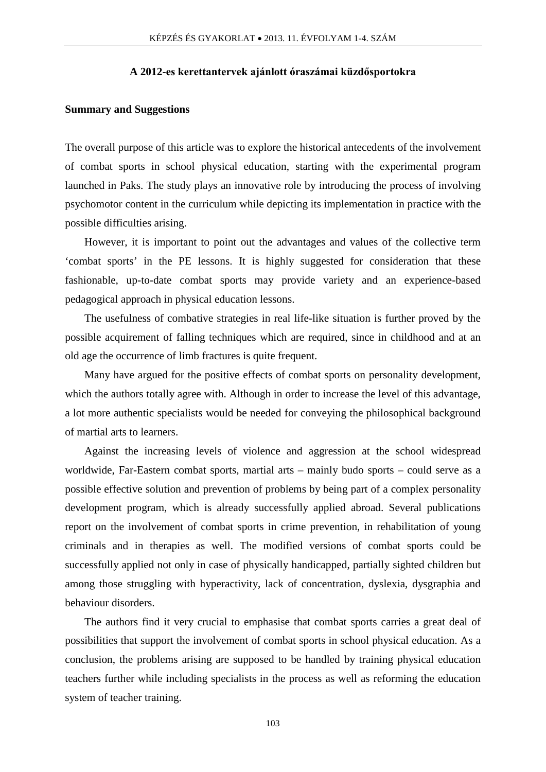## Summary and Suggestions

The overall purpose of this article was to explore the historical antecedents of the involvement of combat sports in school physical education, starting with the experimental program launched in Paks. The study plays an innovative role by introducing the process of involving psychomotor content in the curriculum while depicting its implementation in practice with the possible difficulties arising.

However, it is important to point out the advantages and values of the collective term 'combat sports' in the PE lessons. It is highly suggested for consideration that these fashionable, up-to-date combat sports may provide variety and an experience-based pedagogical approach in physical education lessons.

The usefulness of combative strategies in real life-like situation is further proved by the possible acquirement of falling techniques which are required, since in childhood and at an old age the occurrence of limb fractures is quite frequent.

Many have argued for the positive effects of combat sports on personality development, which the authors totally agree with. Although in order to increase the level of this advantage, a lot more authentic specialists would be needed for conveying the philosophical background of martial arts to learners.

Against the increasing levels of violence and aggression at the school widespread worldwide, Far-Eastern combat sports, martial arts – mainly budo sports – could serve as a possible effective solution and prevention of problems by being part of a complex personality development program, which is already successfully applied abroad. Several publications report on the involvement of combat sports in crime prevention, in rehabilitation of young criminals and in therapies as well. The modified versions of combat sports could be successfully applied not only in case of physically handicapped, partially sighted children but among those struggling with hyperactivity, lack of concentration, dyslexia, dysgraphia and behaviour disorders.

The authors find it very crucial to emphasise that combat sports carries a great deal of possibilities that support the involvement of combat sports in school physical education. As a conclusion, the problems arising are supposed to be handled by training physical education teachers further while including specialists in the process as well as reforming the education system of teacher training.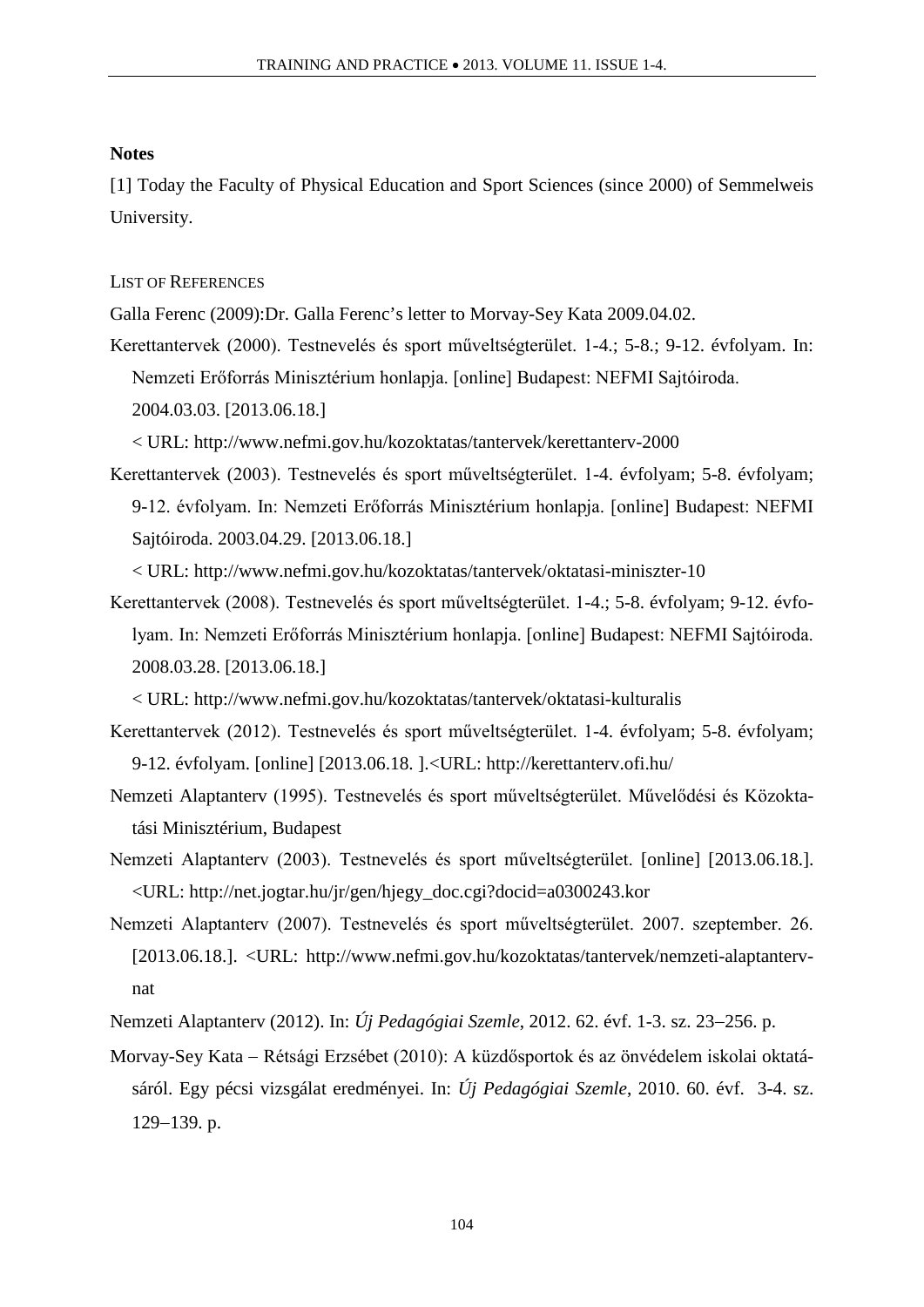**Notes**

[1] Today the Faculty of Physical Education and Sport Sciences (since 2000) of Semmelweis University.

LIST OF REFERENCES

Galla Ferenc (2009):Dr. Galla Ferenc's letter to Morvay-Sey Kata 2009.04.02.

Kerettantervek (2000). Testnevelés és sport műveltségterület. 1-4.; 5-8.; 9-12. évfolyam. In: Nemzeti Erőforrás Minisztérium honlapja. [online] Budapest: NEFMI Sajtóiroda. 2004.03.03. [2013.06.18.]
< URL: http://www.nefmi.gov.hu/kozoktatas/tantervek/kerettanterv-2000

Kerettantervek (2003). Testnevelés és sport műveltségterület. 1-4. évfolyam; 5-8. évfolyam; 9-12. évfolyam. In: Nemzeti Erőforrás Minisztérium honlapja. [online] Budapest: NEFMI Sajtóiroda. 2003.04.29. [2013.06.18.]
< URL: http://www.nefmi.gov.hu/kozoktatas/tantervek/oktatasi-miniszter-10

Kerettantervek (2008). Testnevelés és sport műveltségterület. 1-4.; 5-8. évfolyam; 9-12. évfolyam. In: Nemzeti Erőforrás Minisztérium honlapja. [online] Budapest: NEFMI Sajtóiroda. 2008.03.28. [2013.06.18.]
< URL: http://www.nefmi.gov.hu/kozoktatas/tantervek/oktatasi-kulturalis

Kerettantervek (2012). Testnevelés és sport műveltségterület. 1-4. évfolyam; 5-8. évfolyam; 9-12. évfolyam. [online] [2013.06.18. ].<URL: http://kerettanterv.ofi.hu/

Nemzeti Alaptanterv (1995). Testnevelés és sport műveltségterület. Művelődési és Közoktatási Minisztérium, Budapest

Nemzeti Alaptanterv (2003). Testnevelés és sport műveltségterület. [online] [2013.06.18.]. <URL: http://net.jogtar.hu/jr/gen/hjegy_doc.cgi?docid=a0300243.kor

Nemzeti Alaptanterv (2007). Testnevelés és sport műveltségterület. 2007. szeptember. 26. [2013.06.18.]. <URL: http://www.nefmi.gov.hu/kozoktatas/tantervek/nemzeti-alaptanterv-nat

Nemzeti Alaptanterv (2012). In: *Új Pedagógiai Szemle*, 2012. 62. évf. 1-3. sz. 23–256. p.

Morvay-Sey Kata – Rétsági Erzsébet (2010): A küzdősportok és az önvédelem iskolai oktatásáról. Egy pécsi vizsgálat eredményei. In: *Új Pedagógiai Szemle*, 2010. 60. évf. 3-4. sz. 129–139. p.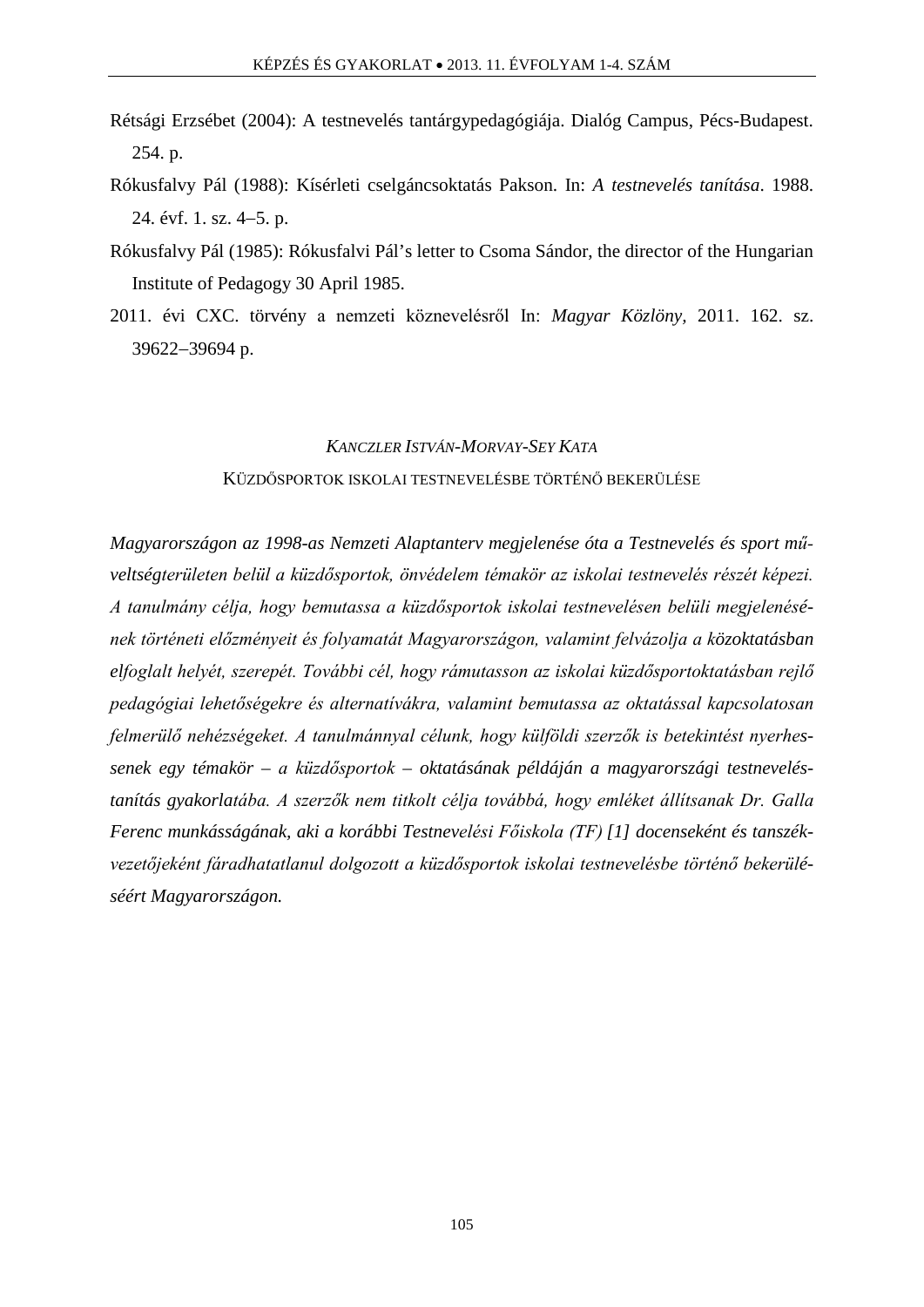Rétsági Erzsébet (2004): A testnevelés tantárgypedagógiája. Dialóg Campus, Pécs-Budapest. 254. p.

Rókusfalvy Pál (1988): Kísérleti cselgáncsoktatás Pakson. In: *A testnevelés tanítása*. 1988. 24. évf. 1. sz. 4–5. p.

Rókusfalvy Pál (1985): Rókusfalvi Pál's letter to Csoma Sándor, the director of the Hungarian Institute of Pedagogy 30 April 1985.

2011. évi CXC. törvény a nemzeti köznevelésről In: *Magyar Közlöny*, 2011. 162. sz. 39622–39694 p.

*KANCZLER ISTVÁN-MORVAY-SEY KATA*

## KÜZDŐSPORTOK ISKOLAI TESTNEVELÉSBE TÖRTÉNŐ BEKERÜLÉSE

*Magyarországon az 1998-as Nemzeti Alaptanterv megjelenése óta a Testnevelés és sport műveltségterületen belül a küzdősportok, önvédelem témakör az iskolai testnevelés részét képezi. A tanulmány célja, hogy bemutassa a küzdősportok iskolai testnevelésen belüli megjelenésének történeti előzményeit és folyamatát Magyarországon, valamint felvázolja a közoktatásban elfoglalt helyét, szerepét. További cél, hogy rámutasson az iskolai küzdősportoktatásban rejlő pedagógiai lehetőségekre és alternatívákra, valamint bemutassa az oktatással kapcsolatosan felmerülő nehézségeket. A tanulmánnyal célunk, hogy külföldi szerzők is betekintést nyerhessenek egy témakör – a küzdősportok – oktatásának példáján a magyarországi testnevelés-tanítás gyakorlatába. A szerzők nem titkolt célja továbbá, hogy emléket állítsanak Dr. Galla Ferenc munkásságának, aki a korábbi Testnevelési Főiskola (TF) [1] docenseként és tanszékvezetőjeként fáradhatatlanul dolgozott a küzdősportok iskolai testnevelésbe történő bekerüléséért Magyarországon.*